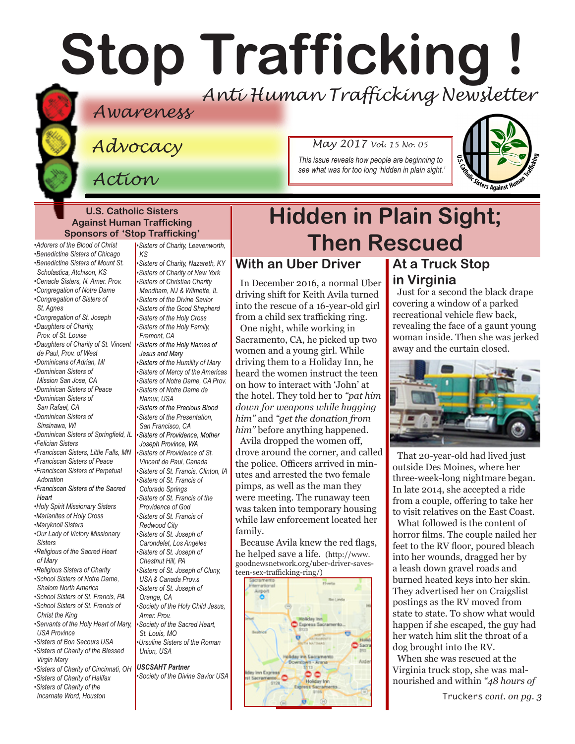# Stop Trafficking !

*Anti Human Trafficking Newsletter*

*Awareness*

*Advocacy*

*Action*

*May 2017 Vol. 15 No. 05*

*This issue reveals how people are beginning to see what was for too long 'hidden in plain sight.'*

## U.S. Catholic Sisters Against Human Trafficking Sponsors of 'Stop Trafficking'

- *Adorers of the Blood of Christ*
- *Benedictine Sisters of Chicago*
- *Benedictine Sisters of Mount St. Scholastica, Atchison, KS*
- *Cenacle Sisters, N. Amer. Prov.*
- *Congregation of Notre Dame*
- *Congregation of Sisters of St. Agnes*
- *Congregation of St. Joseph*
- *Daughters of Charity, Prov. of St. Louise*
- *Daughters of Charity of St. Vincent de Paul, Prov. of West*
- *Dominicans of Adrian, MI*
- *Dominican Sisters of Mission San Jose, CA*
- *Dominican Sisters of Peace*
- *Dominican Sisters of San Rafael, CA*
- *Dominican Sisters of Sinsinawa, WI*
- *Dominican Sisters of Springfield, IL*
- *Felician Sisters*
- *Franciscan Sisters, Little Falls, MN*
- *Franciscan Sisters of Peace*
- *Franciscan Sisters of Perpetual Adoration*
- *Franciscan Sisters of the Sacred Heart*
- *Holy Spirit Missionary Sisters*
- *Marianites of Holy Cross*
- *Maryknoll Sisters*
- *Our Lady of Victory Missionary Sisters*
- *Religious of the Sacred Heart of Mary*
- *Religious Sisters of Charity*
- *School Sisters of Notre Dame, Shalom North America*
- *School Sisters of St. Francis, PA*
- *School Sisters of St. Francis of Christ the King*
- *Servants of the Holy Heart of Mary, USA Province*
- *Sisters of Bon Secours USA*
- *Sisters of Charity of the Blessed Virgin Mary*
- *Sisters of Charity of Cincinnati, OH*
- *Sisters of Charity of Halifax*
- *Sisters of Charity of the Incarnate Word, Houston*
- *Sisters of Charity, Leavenworth, KS*
- *Sisters of Charity, Nazareth, KY*
- *Sisters of Charity of New York*
- *Sisters of Christian Charity Mendham, NJ & Wilmette, IL*
- *Sisters of the Divine Savior*
- *Sisters of the Good Shepherd*
- *Sisters of the Holy Cross*
- *Sisters of the Holy Family, Fremont, CA*
- *Sisters of the Holy Names of Jesus and Mary*
- *Sisters of the Humility of Mary*
- *Sisters of Mercy of the Americas*
- *Sisters of Notre Dame, CA Prov.*
- *Sisters of Notre Dame de Namur, USA*
- *Sisters of the Precious Blood*
- *Sisters of the Presentation, San Francisco, CA*
- *Sisters of Providence, Mother Joseph Province, WA*
- *Sisters of Providence of St. Vincent de Paul, Canada*
- *Sisters of St. Francis, Clinton, IA*
- *Sisters of St. Francis of Colorado Springs*
- *Sisters of St. Francis of the Providence of God*
- *Sisters of St. Francis of Redwood City*
- *Sisters of St. Joseph of Carondelet, Los Angeles*
- *Sisters of St. Joseph of Chestnut Hill, PA*
- *Sisters of St. Joseph of Cluny, USA & Canada Prov.s*
- *Sisters of St. Joseph of Orange, CA*
- *Society of the Holy Child Jesus, Amer. Prov.*
- *Society of the Sacred Heart, St. Louis, MO*
- *Ursuline Sisters of the Roman Union, USA*

***USCSAHT Partner***

- *Society of the Divine Savior USA*

# Hidden in Plain Sight; Then Rescued

## With an Uber Driver

In December 2016, a normal Uber driving shift for Keith Avila turned into the rescue of a 16-year-old girl from a child sex trafficking ring.

One night, while working in Sacramento, CA, he picked up two women and a young girl. While driving them to a Holiday Inn, he heard the women instruct the teen on how to interact with 'John' at the hotel. They told her to *"pat him down for weapons while hugging him"* and *"get the donation from him"* before anything happened.

Avila dropped the women off, drove around the corner, and called the police. Officers arrived in minutes and arrested the two female pimps, as well as the man they were meeting. The runaway teen was taken into temporary housing while law enforcement located her family.

Because Avila knew the red flags, he helped save a life. (http://www.goodnewsnetwork.org/uber-driver-saves-teen-sex-trafficking-ring/)

## At a Truck Stop in Virginia

Just for a second the black drape covering a window of a parked recreational vehicle flew back, revealing the face of a gaunt young woman inside. Then she was jerked away and the curtain closed.

That 20-year-old had lived just outside Des Moines, where her three-week-long nightmare began. In late 2014, she accepted a ride from a couple, offering to take her to visit relatives on the East Coast.

What followed is the content of horror films. The couple nailed her feet to the RV floor, poured bleach into her wounds, dragged her by a leash down gravel roads and burned heated keys into her skin. They advertised her on Craigslist postings as the RV moved from state to state. To show what would happen if she escaped, the guy had her watch him slit the throat of a dog brought into the RV.

When she was rescued at the Virginia truck stop, she was malnourished and within *"48 hours of*

Truckers *cont. on pg. 3*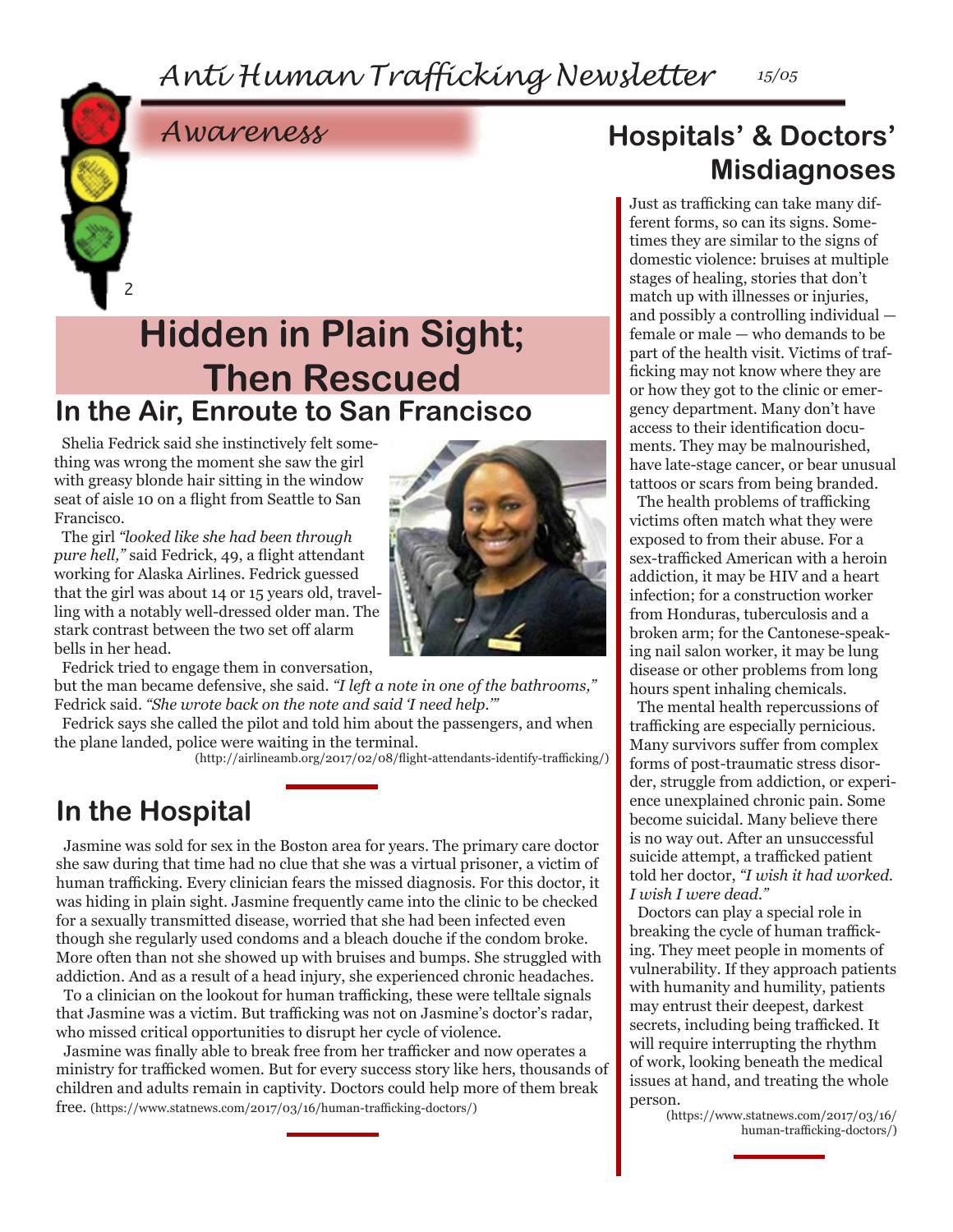## Awareness

# Hidden in Plain Sight; Then Rescued

## In the Air, Enroute to San Francisco

Shelia Fedrick said she instinctively felt something was wrong the moment she saw the girl with greasy blonde hair sitting in the window seat of aisle 10 on a flight from Seattle to San Francisco.

The girl *"looked like she had been through pure hell,"* said Fedrick, 49, a flight attendant working for Alaska Airlines. Fedrick guessed that the girl was about 14 or 15 years old, travelling with a notably well-dressed older man. The stark contrast between the two set off alarm bells in her head.

Fedrick tried to engage them in conversation, but the man became defensive, she said. *"I left a note in one of the bathrooms,"* Fedrick said. *"She wrote back on the note and said 'I need help.'"*

Fedrick says she called the pilot and told him about the passengers, and when the plane landed, police were waiting in the terminal.

(http://airlineamb.org/2017/02/08/flight-attendants-identify-trafficking/)

## In the Hospital

Jasmine was sold for sex in the Boston area for years. The primary care doctor she saw during that time had no clue that she was a virtual prisoner, a victim of human trafficking. Every clinician fears the missed diagnosis. For this doctor, it was hiding in plain sight. Jasmine frequently came into the clinic to be checked for a sexually transmitted disease, worried that she had been infected even though she regularly used condoms and a bleach douche if the condom broke. More often than not she showed up with bruises and bumps. She struggled with addiction. And as a result of a head injury, she experienced chronic headaches.

To a clinician on the lookout for human trafficking, these were telltale signals that Jasmine was a victim. But trafficking was not on Jasmine's doctor's radar, who missed critical opportunities to disrupt her cycle of violence.

Jasmine was finally able to break free from her trafficker and now operates a ministry for trafficked women. But for every success story like hers, thousands of children and adults remain in captivity. Doctors could help more of them break free. (https://www.statnews.com/2017/03/16/human-trafficking-doctors/)

# Hospitals' & Doctors' Misdiagnoses

Just as trafficking can take many different forms, so can its signs. Sometimes they are similar to the signs of domestic violence: bruises at multiple stages of healing, stories that don't match up with illnesses or injuries, and possibly a controlling individual — female or male — who demands to be part of the health visit. Victims of trafficking may not know where they are or how they got to the clinic or emergency department. Many don't have access to their identification documents. They may be malnourished, have late-stage cancer, or bear unusual tattoos or scars from being branded.

The health problems of trafficking victims often match what they were exposed to from their abuse. For a sex-trafficked American with a heroin addiction, it may be HIV and a heart infection; for a construction worker from Honduras, tuberculosis and a broken arm; for the Cantonese-speaking nail salon worker, it may be lung disease or other problems from long hours spent inhaling chemicals.

The mental health repercussions of trafficking are especially pernicious. Many survivors suffer from complex forms of post-traumatic stress disorder, struggle from addiction, or experience unexplained chronic pain. Some become suicidal. Many believe there is no way out. After an unsuccessful suicide attempt, a trafficked patient told her doctor, *"I wish it had worked. I wish I were dead."*

Doctors can play a special role in breaking the cycle of human trafficking. They meet people in moments of vulnerability. If they approach patients with humanity and humility, patients may entrust their deepest, darkest secrets, including being trafficked. It will require interrupting the rhythm of work, looking beneath the medical issues at hand, and treating the whole person.

(https://www.statnews.com/2017/03/16/human-trafficking-doctors/)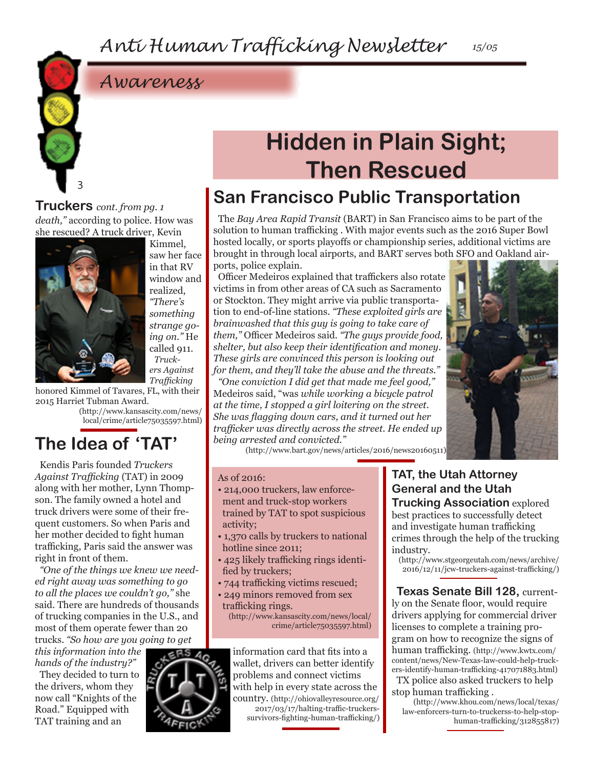# Awareness

# Hidden in Plain Sight; Then Rescued

**Truckers** *cont. from pg. 1*

*death,"* according to police. How was she rescued? A truck driver, Kevin Kimmel, saw her face in that RV window and realized, *"There's something strange going on."* He called 911.

*Truckers Against Trafficking* honored Kimmel of Tavares, FL, with their 2015 Harriet Tubman Award.

(http://www.kansascity.com/news/local/crime/article75035597.html)

## The Idea of 'TAT'

Kendis Paris founded *Truckers Against Trafficking* (TAT) in 2009 along with her mother, Lynn Thompson. The family owned a hotel and truck drivers were some of their frequent customers. So when Paris and her mother decided to fight human trafficking, Paris said the answer was right in front of them.

*"One of the things we knew we needed right away was something to go to all the places we couldn't go,"* she said. There are hundreds of thousands of trucking companies in the U.S., and most of them operate fewer than 20 trucks. *"So how are you going to get this information into the hands of the industry?"*

They decided to turn to the drivers, whom they now call "Knights of the Road." Equipped with TAT training and an information card that fits into a wallet, drivers can better identify problems and connect victims with help in every state across the country. (http://ohiovalleyresource.org/2017/03/17/halting-traffic-truckers-survivors-fighting-human-trafficking/)

## San Francisco Public Transportation

The *Bay Area Rapid Transit* (BART) in San Francisco aims to be part of the solution to human trafficking . With major events such as the 2016 Super Bowl hosted locally, or sports playoffs or championship series, additional victims are brought in through local airports, and BART serves both SFO and Oakland airports, police explain.

Officer Medeiros explained that traffickers also rotate victims in from other areas of CA such as Sacramento or Stockton. They might arrive via public transportation to end-of-line stations. *"These exploited girls are brainwashed that this guy is going to take care of them,"* Officer Medeiros said. *"The guys provide food, shelter, but also keep their identification and money. These girls are convinced this person is looking out for them, and they'll take the abuse and the threats."*

*"One conviction I did get that made me feel good,"* Medeiros said, "was *while working a bicycle patrol at the time, I stopped a girl loitering on the street. She was flagging down cars, and it turned out her trafficker was directly across the street. He ended up being arrested and convicted."*

(http://www.bart.gov/news/articles/2016/news20160511)

As of 2016:

- 214,000 truckers, law enforcement and truck-stop workers trained by TAT to spot suspicious activity;
- 1,370 calls by truckers to national hotline since 2011;
- 425 likely trafficking rings identified by truckers;
- 744 trafficking victims rescued;
- 249 minors removed from sex trafficking rings.

(http://www.kansascity.com/news/local/crime/article75035597.html)

**TAT, the Utah Attorney General and the Utah Trucking Association** explored best practices to successfully detect and investigate human trafficking crimes through the help of the trucking industry.

(http://www.stgeorgeutah.com/news/archive/2016/12/11/jcw-truckers-against-trafficking/)

**Texas Senate Bill 128,** currently on the Senate floor, would require drivers applying for commercial driver licenses to complete a training program on how to recognize the signs of human trafficking. (http://www.kwtx.com/content/news/New-Texas-law-could-help-truckers-identify-human-trafficking-417071883.html)

TX police also asked truckers to help stop human trafficking .

(http://www.khou.com/news/local/texas/law-enforcers-turn-to-truckerss-to-help-stop-human-trafficking/312855817)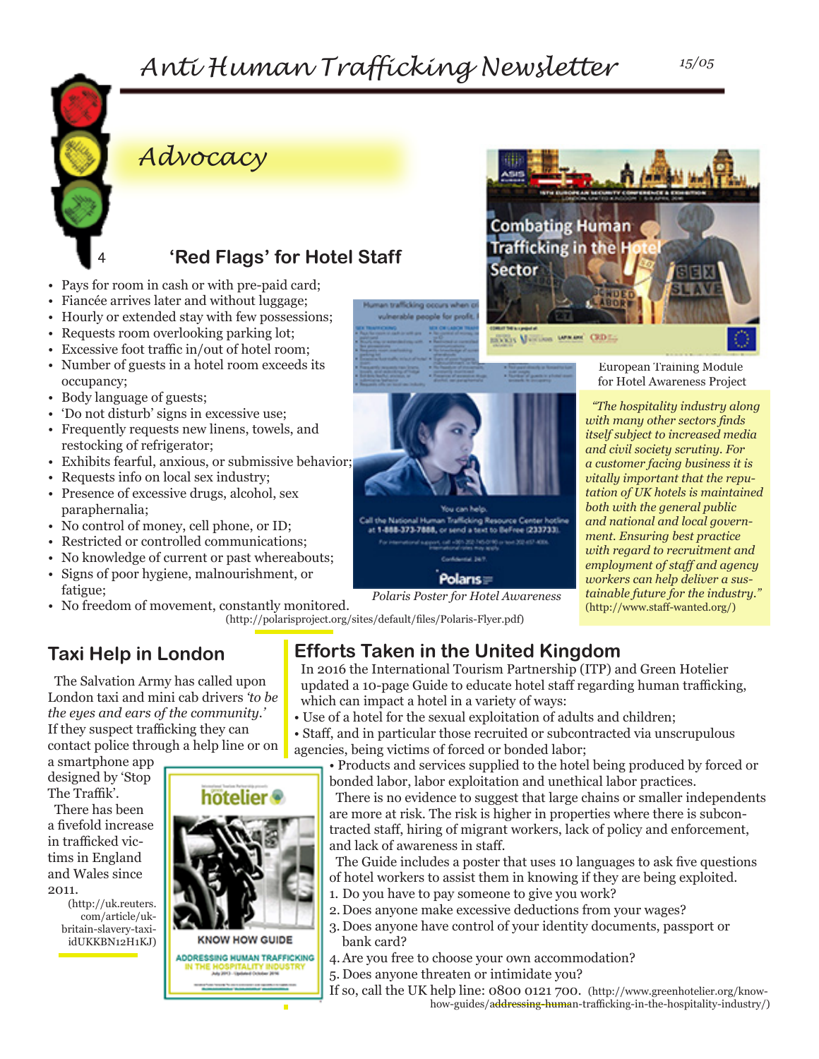## Advocacy

### 'Red Flags' for Hotel Staff

- Pays for room in cash or with pre-paid card;
- Fiancée arrives later and without luggage;
- Hourly or extended stay with few possessions;
- Requests room overlooking parking lot;
- Excessive foot traffic in/out of hotel room;
- Number of guests in a hotel room exceeds its occupancy;
- Body language of guests;
- 'Do not disturb' signs in excessive use;
- Frequently requests new linens, towels, and restocking of refrigerator;
- Exhibits fearful, anxious, or submissive behavior;
- Requests info on local sex industry;
- Presence of excessive drugs, alcohol, sex paraphernalia;
- No control of money, cell phone, or ID;
- Restricted or controlled communications;
- No knowledge of current or past whereabouts;
- Signs of poor hygiene, malnourishment, or fatigue;
- No freedom of movement, constantly monitored.

(http://polarisproject.org/sites/default/files/Polaris-Flyer.pdf)

*Polaris Poster for Hotel Awareness*

European Training Module for Hotel Awareness Project

*"The hospitality industry along with many other sectors finds itself subject to increased media and civil society scrutiny. For a customer facing business it is vitally important that the reputation of UK hotels is maintained both with the general public and national and local government. Ensuring best practice with regard to recruitment and employment of staff and agency workers can help deliver a sustainable future for the industry."* (http://www.staff-wanted.org/)

### Taxi Help in London

The Salvation Army has called upon London taxi and mini cab drivers *'to be the eyes and ears of the community.'* If they suspect trafficking they can contact police through a help line or on a smartphone app designed by 'Stop The Traffik'.

There has been a fivefold increase in trafficked victims in England and Wales since 2011.

(http://uk.reuters.com/article/uk-britain-slavery-taxi-idUKKBN12H1KJ)

### Efforts Taken in the United Kingdom

In 2016 the International Tourism Partnership (ITP) and Green Hotelier updated a 10-page Guide to educate hotel staff regarding human trafficking, which can impact a hotel in a variety of ways:

- Use of a hotel for the sexual exploitation of adults and children;
- Staff, and in particular those recruited or subcontracted via unscrupulous agencies, being victims of forced or bonded labor;
- Products and services supplied to the hotel being produced by forced or bonded labor, labor exploitation and unethical labor practices.

There is no evidence to suggest that large chains or smaller independents are more at risk. The risk is higher in properties where there is subcontracted staff, hiring of migrant workers, lack of policy and enforcement, and lack of awareness in staff.

The Guide includes a poster that uses 10 languages to ask five questions of hotel workers to assist them in knowing if they are being exploited.

1. Do you have to pay someone to give you work?
2. Does anyone make excessive deductions from your wages?
3. Does anyone have control of your identity documents, passport or bank card?
4. Are you free to choose your own accommodation?
5. Does anyone threaten or intimidate you?

If so, call the UK help line: 0800 0121 700. (http://www.greenhotelier.org/know-how-guides/addressing-human-trafficking-in-the-hospitality-industry/)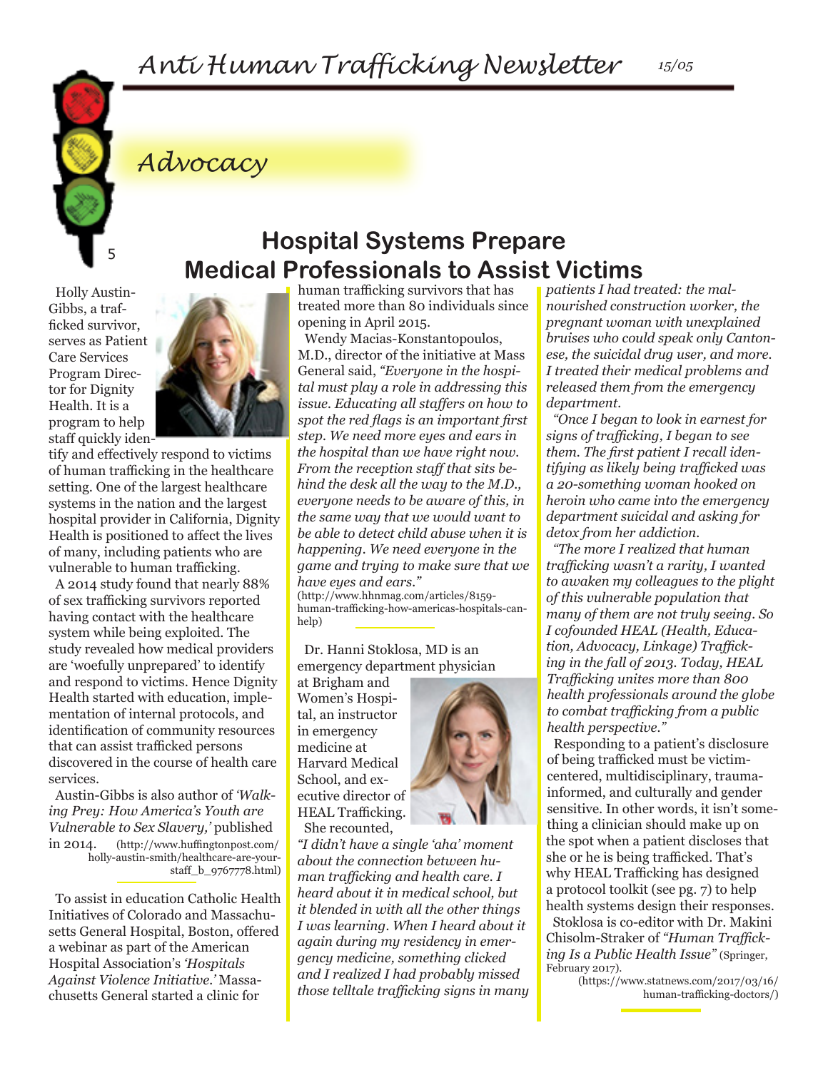## Advocacy

# Hospital Systems Prepare Medical Professionals to Assist Victims

Holly Austin-Gibbs, a trafficked survivor, serves as Patient Care Services Program Director for Dignity Health. It is a program to help staff quickly identify and effectively respond to victims of human trafficking in the healthcare setting. One of the largest healthcare systems in the nation and the largest hospital provider in California, Dignity Health is positioned to affect the lives of many, including patients who are vulnerable to human trafficking.

A 2014 study found that nearly 88% of sex trafficking survivors reported having contact with the healthcare system while being exploited. The study revealed how medical providers are 'woefully unprepared' to identify and respond to victims. Hence Dignity Health started with education, implementation of internal protocols, and identification of community resources that can assist trafficked persons discovered in the course of health care services.

Austin-Gibbs is also author of *'Walking Prey: How America's Youth are Vulnerable to Sex Slavery,'* published in 2014. (http://www.huffingtonpost.com/holly-austin-smith/healthcare-are-your-staff_b_9767778.html)

To assist in education Catholic Health Initiatives of Colorado and Massachusetts General Hospital, Boston, offered a webinar as part of the American Hospital Association's *'Hospitals Against Violence Initiative.'* Massachusetts General started a clinic for human trafficking survivors that has treated more than 80 individuals since opening in April 2015.

Wendy Macias-Konstantopoulos, M.D., director of the initiative at Mass General said, *"Everyone in the hospital must play a role in addressing this issue. Educating all staffers on how to spot the red flags is an important first step. We need more eyes and ears in the hospital than we have right now. From the reception staff that sits behind the desk all the way to the M.D., everyone needs to be aware of this, in the same way that we would want to be able to detect child abuse when it is happening. We need everyone in the game and trying to make sure that we have eyes and ears."* (http://www.hhnmag.com/articles/8159-human-trafficking-how-americas-hospitals-can-help)

Dr. Hanni Stoklosa, MD is an emergency department physician at Brigham and Women's Hospital, an instructor in emergency medicine at Harvard Medical School, and executive director of HEAL Trafficking. She recounted,

*"I didn't have a single 'aha' moment about the connection between human trafficking and health care. I heard about it in medical school, but it blended in with all the other things I was learning. When I heard about it again during my residency in emergency medicine, something clicked and I realized I had probably missed those telltale trafficking signs in many patients I had treated: the malnourished construction worker, the pregnant woman with unexplained bruises who could speak only Cantonese, the suicidal drug user, and more. I treated their medical problems and released them from the emergency department.*

*"Once I began to look in earnest for signs of trafficking, I began to see them. The first patient I recall identifying as likely being trafficked was a 20-something woman hooked on heroin who came into the emergency department suicidal and asking for detox from her addiction.*

*"The more I realized that human trafficking wasn't a rarity, I wanted to awaken my colleagues to the plight of this vulnerable population that many of them are not truly seeing. So I cofounded HEAL (Health, Education, Advocacy, Linkage) Trafficking in the fall of 2013. Today, HEAL Trafficking unites more than 800 health professionals around the globe to combat trafficking from a public health perspective."*

Responding to a patient's disclosure of being trafficked must be victim-centered, multidisciplinary, trauma-informed, and culturally and gender sensitive. In other words, it isn't something a clinician should make up on the spot when a patient discloses that she or he is being trafficked. That's why HEAL Trafficking has designed a protocol toolkit (see pg. 7) to help health systems design their responses.

Stoklosa is co-editor with Dr. Makini Chisolm-Straker of *"Human Trafficking Is a Public Health Issue"* (Springer, February 2017). (https://www.statnews.com/2017/03/16/human-trafficking-doctors/)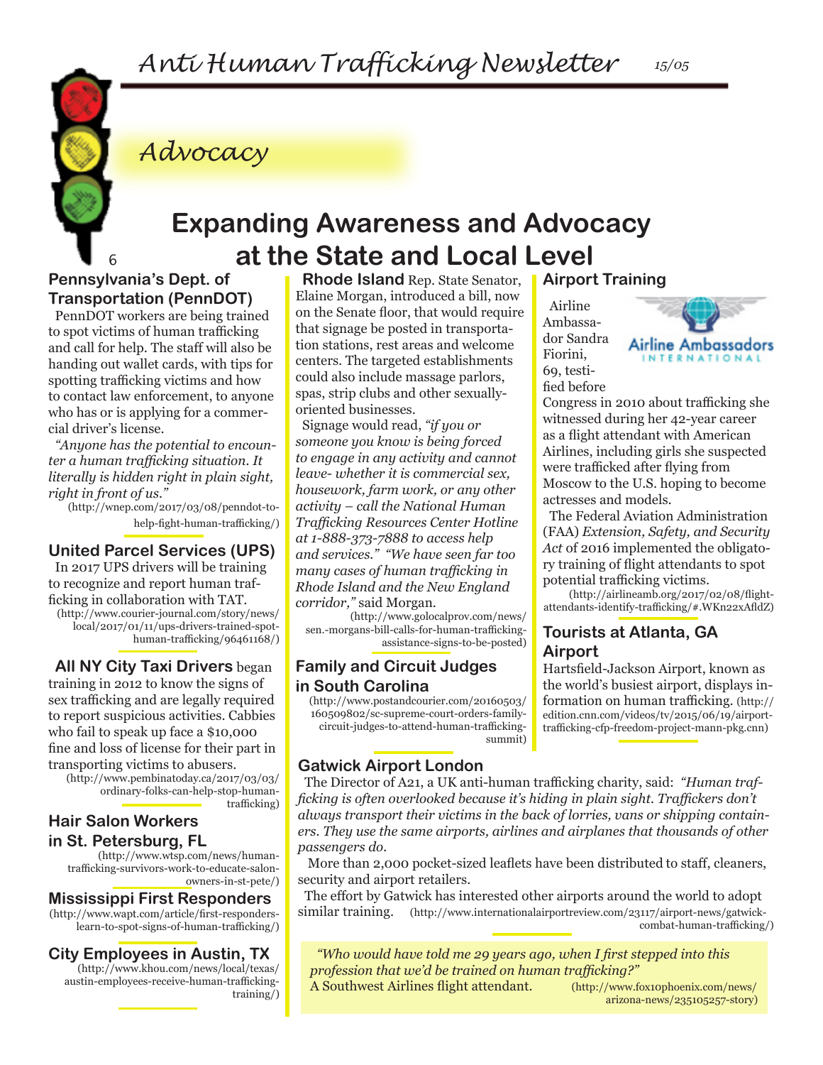## Advocacy

# Expanding Awareness and Advocacy at the State and Local Level

### Pennsylvania's Dept. of Transportation (PennDOT)

PennDOT workers are being trained to spot victims of human trafficking and call for help. The staff will also be handing out wallet cards, with tips for spotting trafficking victims and how to contact law enforcement, to anyone who has or is applying for a commercial driver's license.

*"Anyone has the potential to encounter a human trafficking situation. It literally is hidden right in plain sight, right in front of us."*

(http://wnep.com/2017/03/08/penndot-to-help-fight-human-trafficking/)

### United Parcel Services (UPS)

In 2017 UPS drivers will be training to recognize and report human trafficking in collaboration with TAT.

(http://www.courier-journal.com/story/news/local/2017/01/11/ups-drivers-trained-spot-human-trafficking/96461168/)

**All NY City Taxi Drivers** began training in 2012 to know the signs of sex trafficking and are legally required to report suspicious activities. Cabbies who fail to speak up face a $10,000 fine and loss of license for their part in transporting victims to abusers.

(http://www.pembinatoday.ca/2017/03/03/ordinary-folks-can-help-stop-human-trafficking)

### Hair Salon Workers in St. Petersburg, FL

(http://www.wtsp.com/news/human-trafficking-survivors-work-to-educate-salon-owners-in-st-pete/)

### Mississippi First Responders

(http://www.wapt.com/article/first-responders-learn-to-spot-signs-of-human-trafficking/)

### City Employees in Austin, TX

(http://www.khou.com/news/local/texas/austin-employees-receive-human-trafficking-training/)

**Rhode Island** Rep. State Senator, Elaine Morgan, introduced a bill, now on the Senate floor, that would require that signage be posted in transportation stations, rest areas and welcome centers. The targeted establishments could also include massage parlors, spas, strip clubs and other sexually-oriented businesses.

Signage would read, *"if you or someone you know is being forced to engage in any activity and cannot leave- whether it is commercial sex, housework, farm work, or any other activity – call the National Human Trafficking Resources Center Hotline at 1-888-373-7888 to access help and services." "We have seen far too many cases of human trafficking in Rhode Island and the New England corridor,"* said Morgan.

(http://www.golocalprov.com/news/sen.-morgans-bill-calls-for-human-trafficking-assistance-signs-to-be-posted)

### Family and Circuit Judges in South Carolina

(http://www.postandcourier.com/20160503/160509802/sc-supreme-court-orders-family-circuit-judges-to-attend-human-trafficking-summit)

### Airport Training

Airline Ambassador Sandra Fiorini, 69, testified before Congress in 2010 about trafficking she witnessed during her 42-year career as a flight attendant with American Airlines, including girls she suspected were trafficked after flying from Moscow to the U.S. hoping to become actresses and models.

The Federal Aviation Administration (FAA) *Extension, Safety, and Security Act* of 2016 implemented the obligatory training of flight attendants to spot potential trafficking victims.

(http://airlineamb.org/2017/02/08/flight-attendants-identify-trafficking/#.WKn22xAfldZ)

### Tourists at Atlanta, GA Airport

Hartsfield-Jackson Airport, known as the world's busiest airport, displays information on human trafficking. (http://edition.cnn.com/videos/tv/2015/06/19/airport-trafficking-cfp-freedom-project-mann-pkg.cnn)

### Gatwick Airport London

The Director of A21, a UK anti-human trafficking charity, said: *"Human trafficking is often overlooked because it's hiding in plain sight. Traffickers don't always transport their victims in the back of lorries, vans or shipping containers. They use the same airports, airlines and airplanes that thousands of other passengers do.*

More than 2,000 pocket-sized leaflets have been distributed to staff, cleaners, security and airport retailers.

The effort by Gatwick has interested other airports around the world to adopt similar training. (http://www.internationalairportreview.com/23117/airport-news/gatwick-combat-human-trafficking/)

> *"Who would have told me 29 years ago, when I first stepped into this profession that we'd be trained on human trafficking?"*
> A Southwest Airlines flight attendant. (http://www.fox10phoenix.com/news/arizona-news/235105257-story)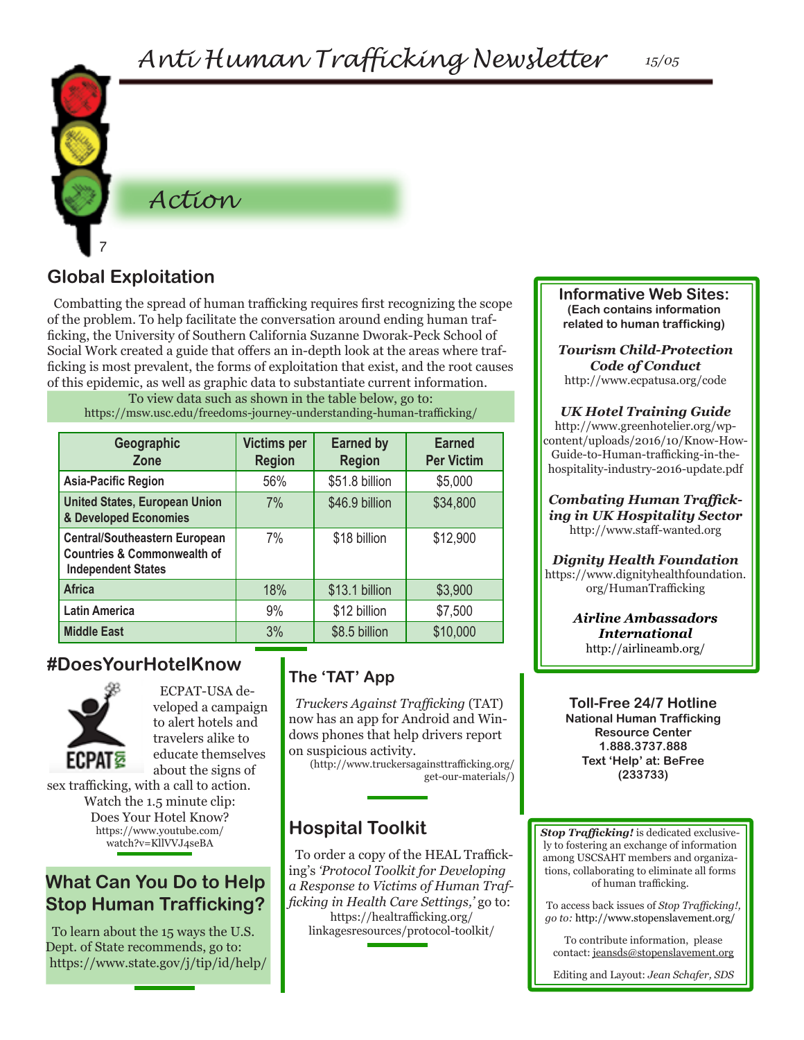# Action

## Global Exploitation

Combatting the spread of human trafficking requires first recognizing the scope of the problem. To help facilitate the conversation around ending human trafficking, the University of Southern California Suzanne Dworak-Peck School of Social Work created a guide that offers an in-depth look at the areas where trafficking is most prevalent, the forms of exploitation that exist, and the root causes of this epidemic, as well as graphic data to substantiate current information.

To view data such as shown in the table below, go to:
https://msw.usc.edu/freedoms-journey-understanding-human-trafficking/

| Geographic Zone | Victims per Region | Earned by Region | Earned Per Victim |
|---|---|---|---|
| Asia-Pacific Region | 56% | $51.8 billion | $5,000 |
| United States, European Union & Developed Economies | 7% | $46.9 billion | $34,800 |
| Central/Southeastern European Countries & Commonwealth of Independent States | 7% | $18 billion | $12,900 |
| Africa | 18% | $13.1 billion | $3,900 |
| Latin America | 9% | $12 billion | $7,500 |
| Middle East | 3% | $8.5 billion | $10,000 |

## #DoesYourHotelKnow

ECPAT-USA developed a campaign to alert hotels and travelers alike to educate themselves about the signs of sex trafficking, with a call to action.

Watch the 1.5 minute clip:
Does Your Hotel Know?
https://www.youtube.com/watch?v=KllVVJ4seBA

## What Can You Do to Help Stop Human Trafficking?

To learn about the 15 ways the U.S. Dept. of State recommends, go to:
https://www.state.gov/j/tip/id/help/

## The 'TAT' App

*Truckers Against Trafficking* (TAT) now has an app for Android and Windows phones that help drivers report on suspicious activity.
(http://www.truckersagainsttrafficking.org/get-our-materials/)

## Hospital Toolkit

To order a copy of the HEAL Trafficking's *'Protocol Toolkit for Developing a Response to Victims of Human Trafficking in Health Care Settings,'* go to:
https://healtrafficking.org/linkagesresources/protocol-toolkit/

## Informative Web Sites:

**(Each contains information related to human trafficking)**

***Tourism Child-Protection Code of Conduct***
http://www.ecpatusa.org/code

***UK Hotel Training Guide***
http://www.greenhotelier.org/wp-content/uploads/2016/10/Know-How-Guide-to-Human-trafficking-in-the-hospitality-industry-2016-update.pdf

***Combating Human Trafficking in UK Hospitality Sector***
http://www.staff-wanted.org

***Dignity Health Foundation***
https://www.dignityhealthfoundation.org/HumanTrafficking

***Airline Ambassadors International***
http://airlineamb.org/

**Toll-Free 24/7 Hotline**
**National Human Trafficking Resource Center**
**1.888.3737.888**
**Text 'Help' at: BeFree (233733)**

***Stop Trafficking!*** is dedicated exclusively to fostering an exchange of information among USCSAHT members and organizations, collaborating to eliminate all forms of human trafficking.

To access back issues of *Stop Trafficking!, go to:* http://www.stopenslavement.org/

To contribute information, please contact: jeansds@stopenslavement.org

Editing and Layout: *Jean Schafer, SDS*